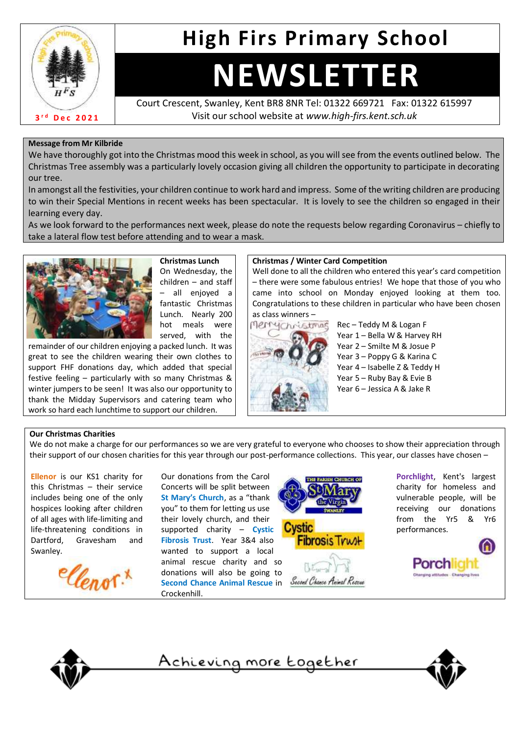# High Firs Primary School

# NEWSLETTER

3rd Dec 2021

Court Crescent, Swanley, Kent BR8 8NR Tel: 01322 669721 Fax: 01322 615997
Visit our school website at *www.high-firs.kent.sch.uk*

**Message from Mr Kilbride**

We have thoroughly got into the Christmas mood this week in school, as you will see from the events outlined below. The Christmas Tree assembly was a particularly lovely occasion giving all children the opportunity to participate in decorating our tree.

In amongst all the festivities, your children continue to work hard and impress. Some of the writing children are producing to win their Special Mentions in recent weeks has been spectacular. It is lovely to see the children so engaged in their learning every day.

As we look forward to the performances next week, please do note the requests below regarding Coronavirus – chiefly to take a lateral flow test before attending and to wear a mask.

**Christmas Lunch**

On Wednesday, the children – and staff – all enjoyed a fantastic Christmas Lunch. Nearly 200 hot meals were served, with the remainder of our children enjoying a packed lunch. It was great to see the children wearing their own clothes to support FHF donations day, which added that special festive feeling – particularly with so many Christmas & winter jumpers to be seen! It was also our opportunity to thank the Midday Supervisors and catering team who work so hard each lunchtime to support our children.

**Christmas / Winter Card Competition**

Well done to all the children who entered this year's card competition – there were some fabulous entries! We hope that those of you who came into school on Monday enjoyed looking at them too. Congratulations to these children in particular who have been chosen as class winners –

- Rec – Teddy M & Logan F
- Year 1 – Bella W & Harvey RH
- Year 2 – Smilte M & Josue P
- Year 3 – Poppy G & Karina C
- Year 4 – Isabelle Z & Teddy H
- Year 5 – Ruby Bay & Evie B
- Year 6 – Jessica A & Jake R

**Our Christmas Charities**

We do not make a charge for our performances so we are very grateful to everyone who chooses to show their appreciation through their support of our chosen charities for this year through our post-performance collections. This year, our classes have chosen –

**Ellenor** is our KS1 charity for this Christmas – their service includes being one of the only hospices looking after children of all ages with life-limiting and life-threatening conditions in Dartford, Gravesham and Swanley.

Our donations from the Carol Concerts will be split between **St Mary's Church**, as a "thank you" to them for letting us use their lovely church, and their supported charity – **Cystic Fibrosis Trust**. Year 3&4 also wanted to support a local animal rescue charity and so donations will also be going to **Second Chance Animal Rescue** in Crockenhill.

**Porchlight**, Kent's largest charity for homeless and vulnerable people, will be receiving our donations from the Yr5 & Yr6 performances.

Achieving more together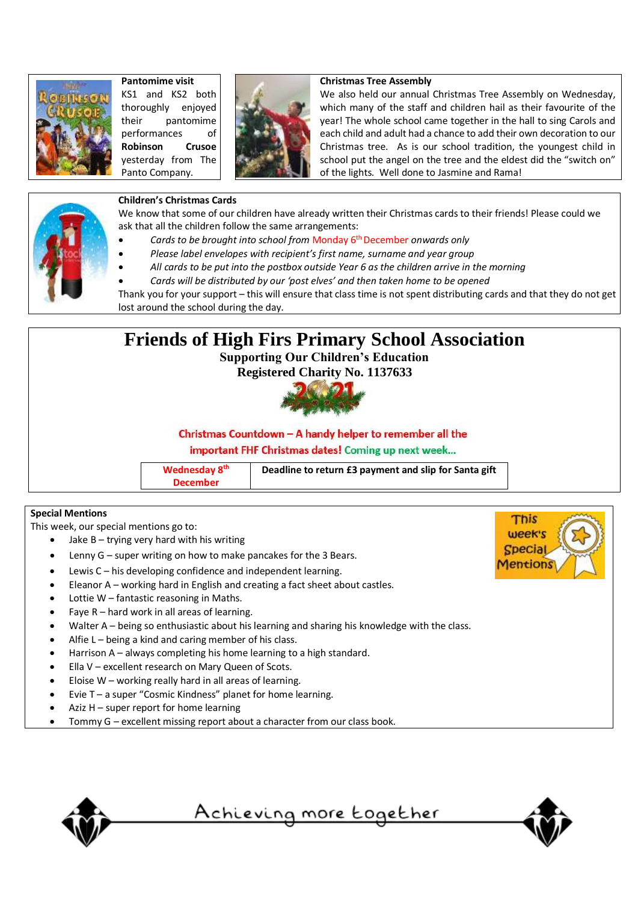**Pantomime visit**

KS1 and KS2 both thoroughly enjoyed their pantomime performances of **Robinson Crusoe** yesterday from The Panto Company.

**Christmas Tree Assembly**

We also held our annual Christmas Tree Assembly on Wednesday, which many of the staff and children hail as their favourite of the year! The whole school came together in the hall to sing Carols and each child and adult had a chance to add their own decoration to our Christmas tree. As is our school tradition, the youngest child in school put the angel on the tree and the eldest did the "switch on" of the lights. Well done to Jasmine and Rama!

**Children's Christmas Cards**

We know that some of our children have already written their Christmas cards to their friends! Please could we ask that all the children follow the same arrangements:

- *Cards to be brought into school from* Monday 6th December *onwards only*
- *Please label envelopes with recipient's first name, surname and year group*
- *All cards to be put into the postbox outside Year 6 as the children arrive in the morning*
- *Cards will be distributed by our 'post elves' and then taken home to be opened*

Thank you for your support – this will ensure that class time is not spent distributing cards and that they do not get lost around the school during the day.

# Friends of High Firs Primary School Association

**Supporting Our Children's Education**

**Registered Charity No. 1137633**

**Christmas Countdown – A handy helper to remember all the important FHF Christmas dates! Coming up next week…**

| Wednesday 8th December | Deadline to return £3 payment and slip for Santa gift |
|---|---|

**Special Mentions**

This week, our special mentions go to:

- Jake B – trying very hard with his writing
- Lenny G – super writing on how to make pancakes for the 3 Bears.
- Lewis C – his developing confidence and independent learning.
- Eleanor A – working hard in English and creating a fact sheet about castles.
- Lottie W – fantastic reasoning in Maths.
- Faye R – hard work in all areas of learning.
- Walter A – being so enthusiastic about his learning and sharing his knowledge with the class.
- Alfie L – being a kind and caring member of his class.
- Harrison A – always completing his home learning to a high standard.
- Ella V – excellent research on Mary Queen of Scots.
- Eloise W – working really hard in all areas of learning.
- Evie T – a super "Cosmic Kindness" planet for home learning.
- Aziz H – super report for home learning
- Tommy G – excellent missing report about a character from our class book.

Achieving more together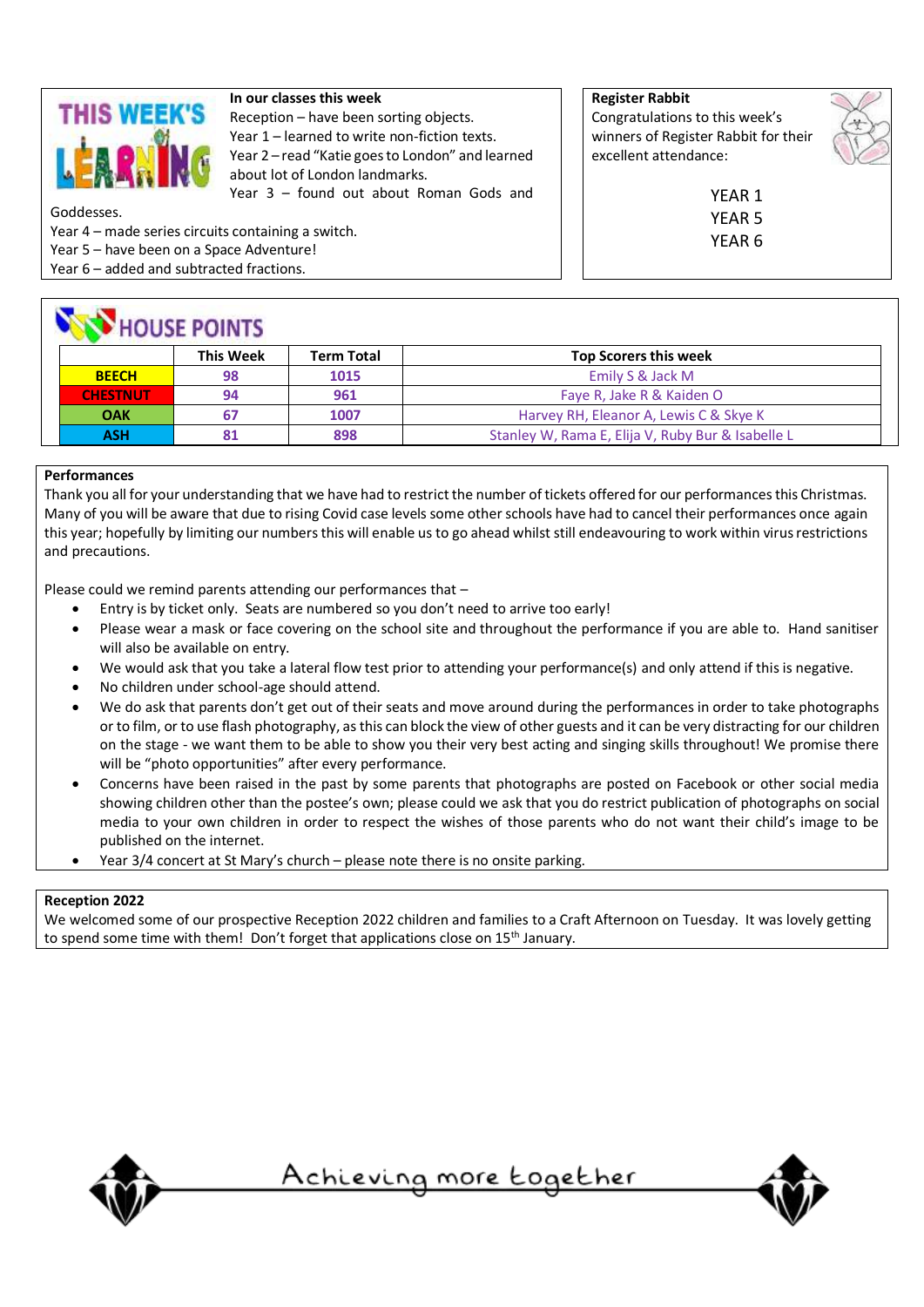## THIS WEEK'S LEARNING

**In our classes this week**

Reception – have been sorting objects.
Year 1 – learned to write non-fiction texts.
Year 2 – read "Katie goes to London" and learned about lot of London landmarks.
Year 3 – found out about Roman Gods and Goddesses.
Year 4 – made series circuits containing a switch.
Year 5 – have been on a Space Adventure!
Year 6 – added and subtracted fractions.

**Register Rabbit**

Congratulations to this week's winners of Register Rabbit for their excellent attendance:

YEAR 1
YEAR 5
YEAR 6

## HOUSE POINTS

| | This Week | Term Total | Top Scorers this week |
|---|---|---|---|
| **BEECH** | 98 | 1015 | Emily S & Jack M |
| **CHESTNUT** | 94 | 961 | Faye R, Jake R & Kaiden O |
| **OAK** | 67 | 1007 | Harvey RH, Eleanor A, Lewis C & Skye K |
| **ASH** | 81 | 898 | Stanley W, Rama E, Elija V, Ruby Bur & Isabelle L |

**Performances**

Thank you all for your understanding that we have had to restrict the number of tickets offered for our performances this Christmas. Many of you will be aware that due to rising Covid case levels some other schools have had to cancel their performances once again this year; hopefully by limiting our numbers this will enable us to go ahead whilst still endeavouring to work within virus restrictions and precautions.

Please could we remind parents attending our performances that –

- Entry is by ticket only. Seats are numbered so you don't need to arrive too early!
- Please wear a mask or face covering on the school site and throughout the performance if you are able to. Hand sanitiser will also be available on entry.
- We would ask that you take a lateral flow test prior to attending your performance(s) and only attend if this is negative.
- No children under school-age should attend.
- We do ask that parents don't get out of their seats and move around during the performances in order to take photographs or to film, or to use flash photography, as this can block the view of other guests and it can be very distracting for our children on the stage - we want them to be able to show you their very best acting and singing skills throughout! We promise there will be "photo opportunities" after every performance.
- Concerns have been raised in the past by some parents that photographs are posted on Facebook or other social media showing children other than the postee's own; please could we ask that you do restrict publication of photographs on social media to your own children in order to respect the wishes of those parents who do not want their child's image to be published on the internet.
- Year 3/4 concert at St Mary's church – please note there is no onsite parking.

**Reception 2022**

We welcomed some of our prospective Reception 2022 children and families to a Craft Afternoon on Tuesday. It was lovely getting to spend some time with them! Don't forget that applications close on 15th January.

Achieving more together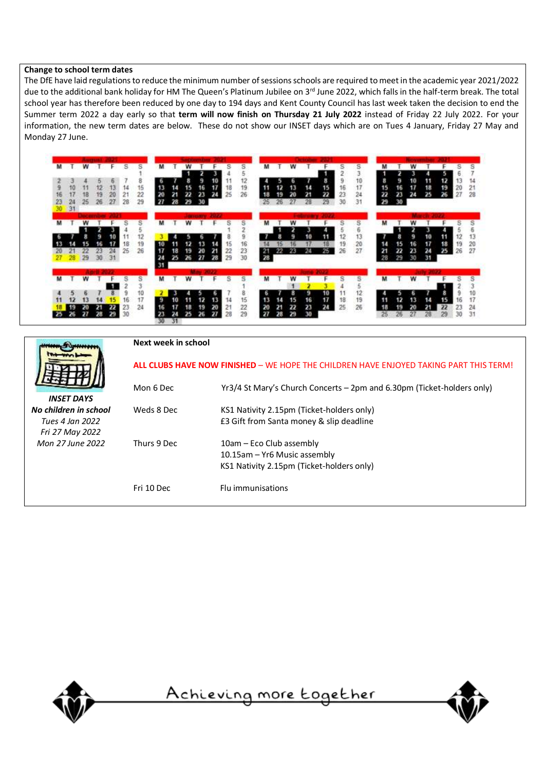**Change to school term dates**

The DfE have laid regulations to reduce the minimum number of sessions schools are required to meet in the academic year 2021/2022 due to the additional bank holiday for HM The Queen's Platinum Jubilee on 3rd June 2022, which falls in the half-term break. The total school year has therefore been reduced by one day to 194 days and Kent County Council has last week taken the decision to end the Summer term 2022 a day early so that **term will now finish on Thursday 21 July 2022** instead of Friday 22 July 2022. For your information, the new term dates are below. These do not show our INSET days which are on Tues 4 January, Friday 27 May and Monday 27 June.

***INSET DAYS***

***No children in school***

*Tues 4 Jan 2022*

*Fri 27 May 2022*

*Mon 27 June 2022*

**Next week in school**

**ALL CLUBS HAVE NOW FINISHED** – WE HOPE THE CHILDREN HAVE ENJOYED TAKING PART THIS TERM!

| | |
|---|---|
| Mon 6 Dec | Yr3/4 St Mary's Church Concerts – 2pm and 6.30pm (Ticket-holders only) |
| Weds 8 Dec | KS1 Nativity 2.15pm (Ticket-holders only)<br>£3 Gift from Santa money & slip deadline |
| Thurs 9 Dec | 10am – Eco Club assembly<br>10.15am – Yr6 Music assembly<br>KS1 Nativity 2.15pm (Ticket-holders only) |
| Fri 10 Dec | Flu immunisations |

Achieving more together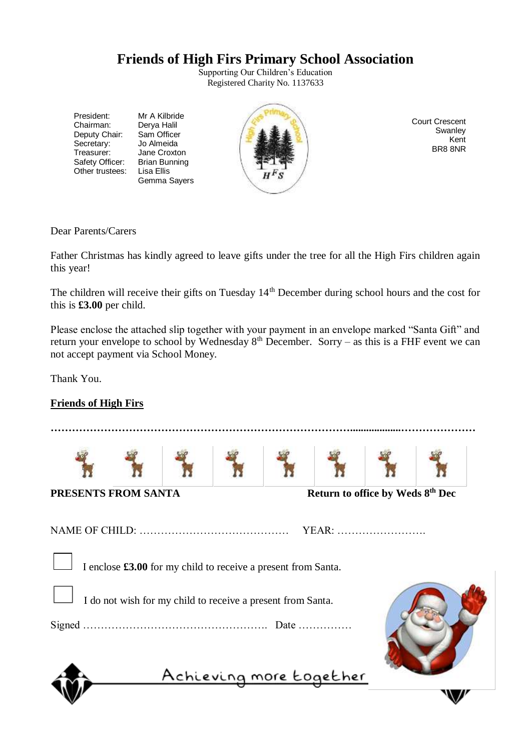# Friends of High Firs Primary School Association

Supporting Our Children's Education
Registered Charity No. 1137633

| | |
|---|---|
| President: | Mr A Kilbride |
| Chairman: | Derya Halil |
| Deputy Chair: | Sam Officer |
| Secretary: | Jo Almeida |
| Treasurer: | Jane Croxton |
| Safety Officer: | Brian Bunning |
| Other trustees: | Lisa Ellis |
| | Gemma Sayers |

Court Crescent
Swanley
Kent
BR8 8NR

Dear Parents/Carers

Father Christmas has kindly agreed to leave gifts under the tree for all the High Firs children again this year!

The children will receive their gifts on Tuesday 14th December during school hours and the cost for this is **£3.00** per child.

Please enclose the attached slip together with your payment in an envelope marked "Santa Gift" and return your envelope to school by Wednesday 8th December. Sorry – as this is a FHF event we can not accept payment via School Money.

Thank You.

**Friends of High Firs**

…………………………………………………………………………………………………………

**PRESENTS FROM SANTA** **Return to office by Weds 8th Dec**

NAME OF CHILD: …………………………………… YEAR: …………………….

☐ I enclose **£3.00** for my child to receive a present from Santa.

☐ I do not wish for my child to receive a present from Santa.

Signed ……………………………………………. Date ……………

Achieving more together